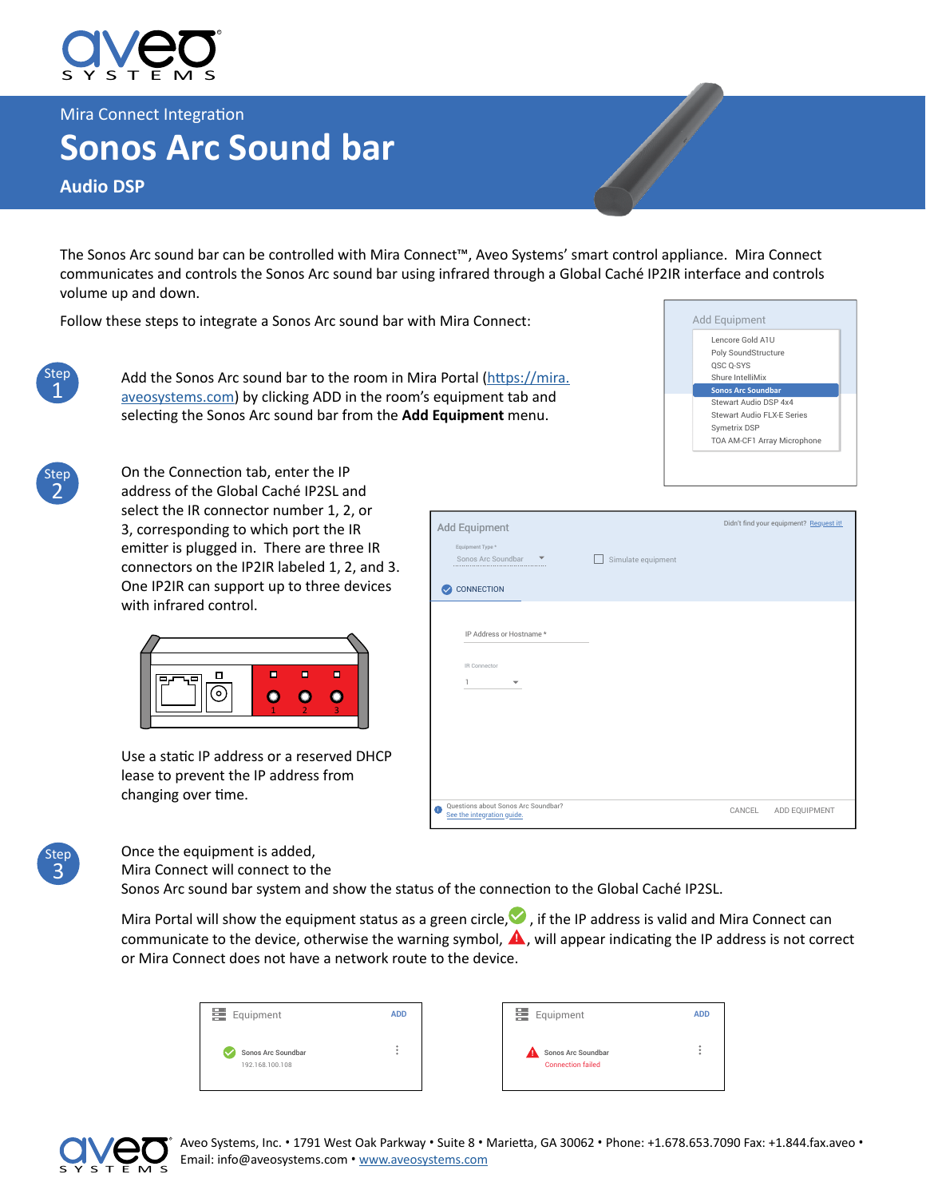Mira Connect Integration

# Sonos Arc Sound bar

## Audio DSP

The Sonos Arc sound bar can be controlled with Mira Connect™, Aveo Systems' smart control appliance. Mira Connect communicates and controls the Sonos Arc sound bar using infrared through a Global Caché IP2IR interface and controls volume up and down.

Follow these steps to integrate a Sonos Arc sound bar with Mira Connect:

**Step 1**

Add the Sonos Arc sound bar to the room in Mira Portal (https://mira.aveosystems.com) by clicking ADD in the room's equipment tab and selecting the Sonos Arc sound bar from the **Add Equipment** menu.

**Step 2**

On the Connection tab, enter the IP address of the Global Caché IP2SL and select the IR connector number 1, 2, or 3, corresponding to which port the IR emitter is plugged in. There are three IR connectors on the IP2IR labeled 1, 2, and 3. One IP2IR can support up to three devices with infrared control.

Use a static IP address or a reserved DHCP lease to prevent the IP address from changing over time.

**Step 3**

Once the equipment is added, Mira Connect will connect to the Sonos Arc sound bar system and show the status of the connection to the Global Caché IP2SL.

Mira Portal will show the equipment status as a green circle, if the IP address is valid and Mira Connect can communicate to the device, otherwise the warning symbol, will appear indicating the IP address is not correct or Mira Connect does not have a network route to the device.

Aveo Systems, Inc. • 1791 West Oak Parkway • Suite 8 • Marietta, GA 30062 • Phone: +1.678.653.7090 Fax: +1.844.fax.aveo • Email: info@aveosystems.com • www.aveosystems.com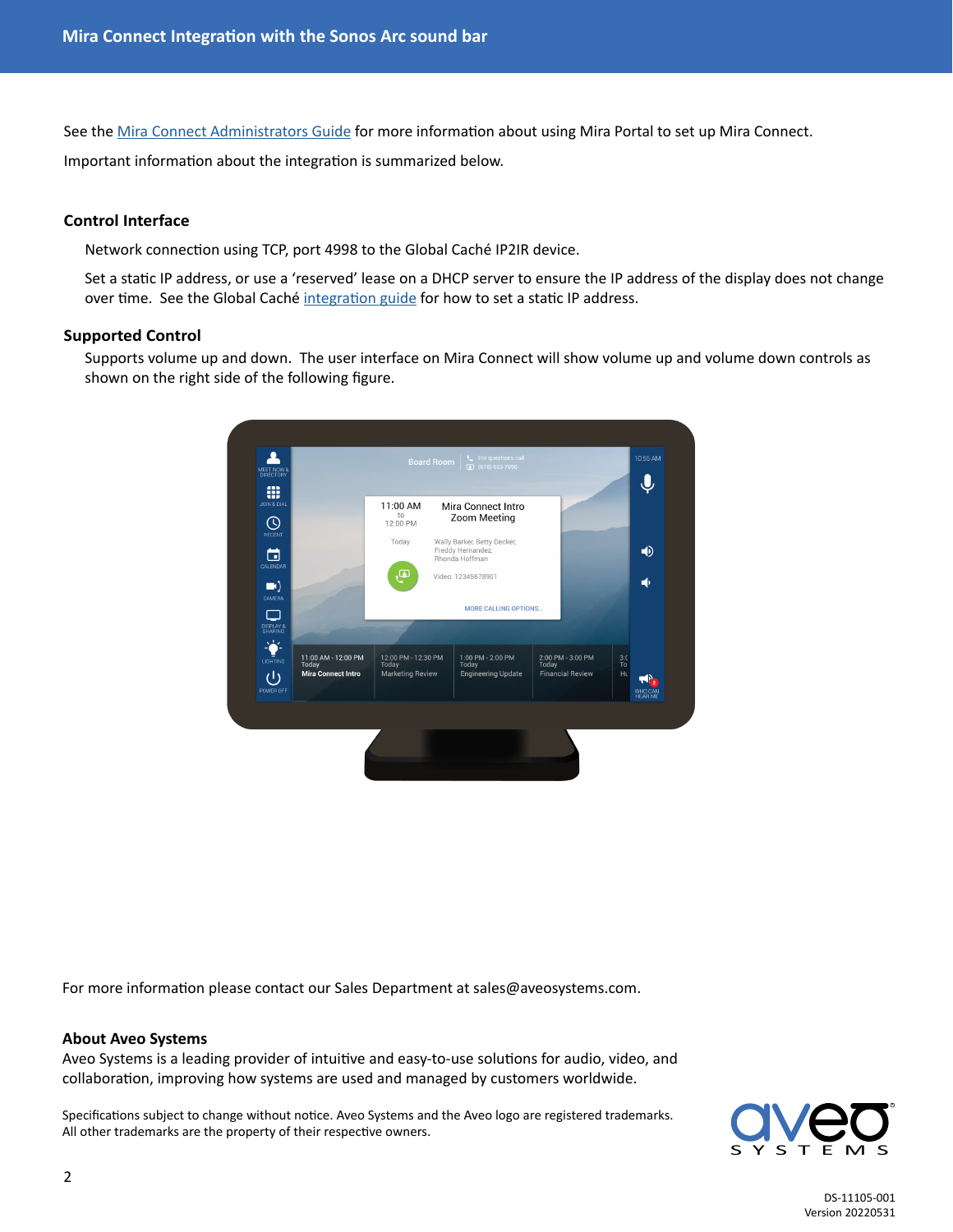See the Mira Connect Administrators Guide for more information about using Mira Portal to set up Mira Connect.

Important information about the integration is summarized below.

### Control Interface

Network connection using TCP, port 4998 to the Global Caché IP2IR device.

Set a static IP address, or use a 'reserved' lease on a DHCP server to ensure the IP address of the display does not change over time. See the Global Caché integration guide for how to set a static IP address.

### Supported Control

Supports volume up and down. The user interface on Mira Connect will show volume up and volume down controls as shown on the right side of the following figure.

For more information please contact our Sales Department at sales@aveosystems.com.

### About Aveo Systems

Aveo Systems is a leading provider of intuitive and easy-to-use solutions for audio, video, and collaboration, improving how systems are used and managed by customers worldwide.

Specifications subject to change without notice. Aveo Systems and the Aveo logo are registered trademarks. All other trademarks are the property of their respective owners.

DS-11105-001
Version 20220531